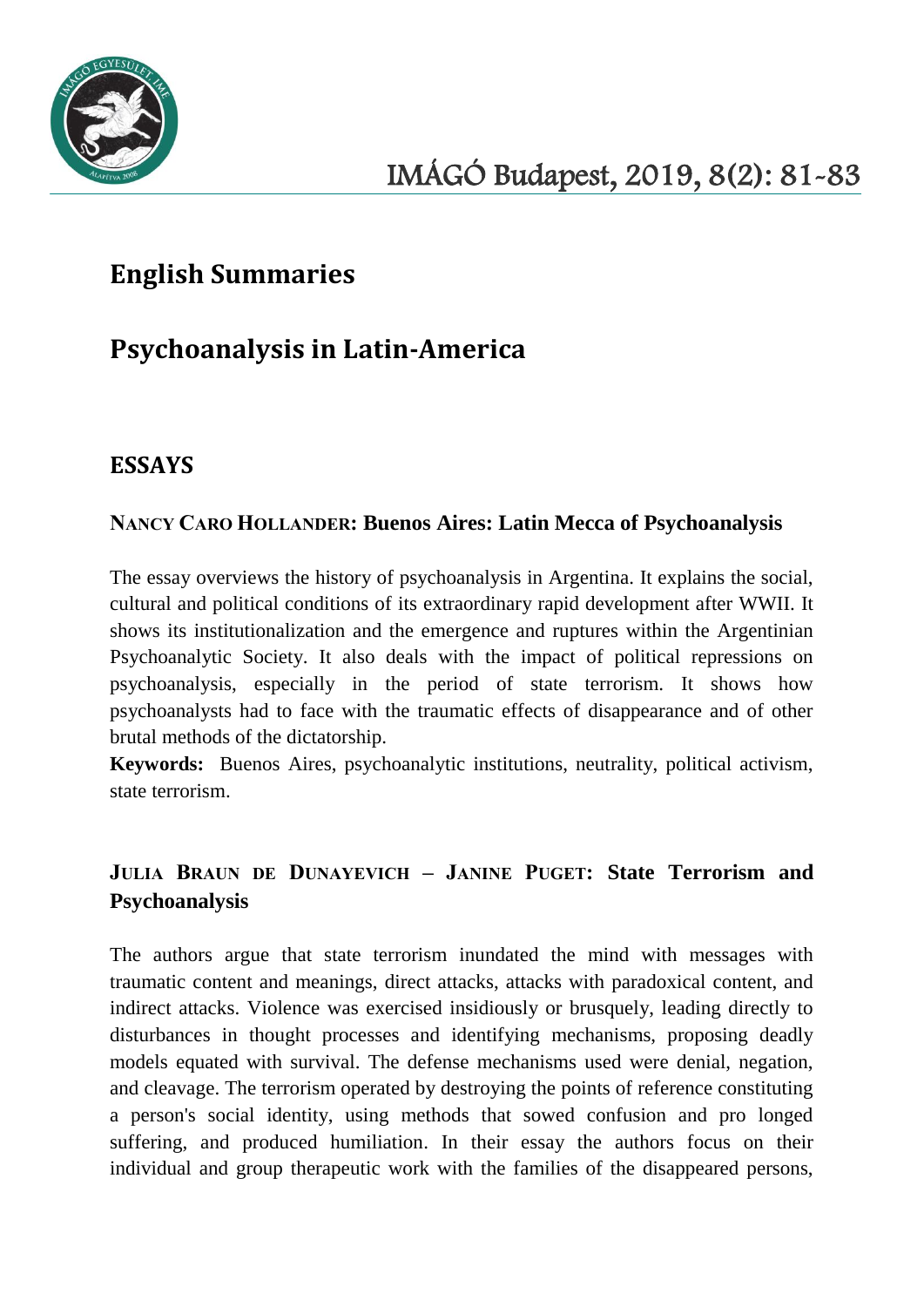## English Summaries

## Psychoanalysis in Latin-America

### ESSAYS

#### NANCY CARO HOLLANDER: Buenos Aires: Latin Mecca of Psychoanalysis

The essay overviews the history of psychoanalysis in Argentina. It explains the social, cultural and political conditions of its extraordinary rapid development after WWII. It shows its institutionalization and the emergence and ruptures within the Argentinian Psychoanalytic Society. It also deals with the impact of political repressions on psychoanalysis, especially in the period of state terrorism. It shows how psychoanalysts had to face with the traumatic effects of disappearance and of other brutal methods of the dictatorship.

**Keywords:** Buenos Aires, psychoanalytic institutions, neutrality, political activism, state terrorism.

#### JULIA BRAUN DE DUNAYEVICH – JANINE PUGET: State Terrorism and Psychoanalysis

The authors argue that state terrorism inundated the mind with messages with traumatic content and meanings, direct attacks, attacks with paradoxical content, and indirect attacks. Violence was exercised insidiously or brusquely, leading directly to disturbances in thought processes and identifying mechanisms, proposing deadly models equated with survival. The defense mechanisms used were denial, negation, and cleavage. The terrorism operated by destroying the points of reference constituting a person's social identity, using methods that sowed confusion and pro longed suffering, and produced humiliation. In their essay the authors focus on their individual and group therapeutic work with the families of the disappeared persons,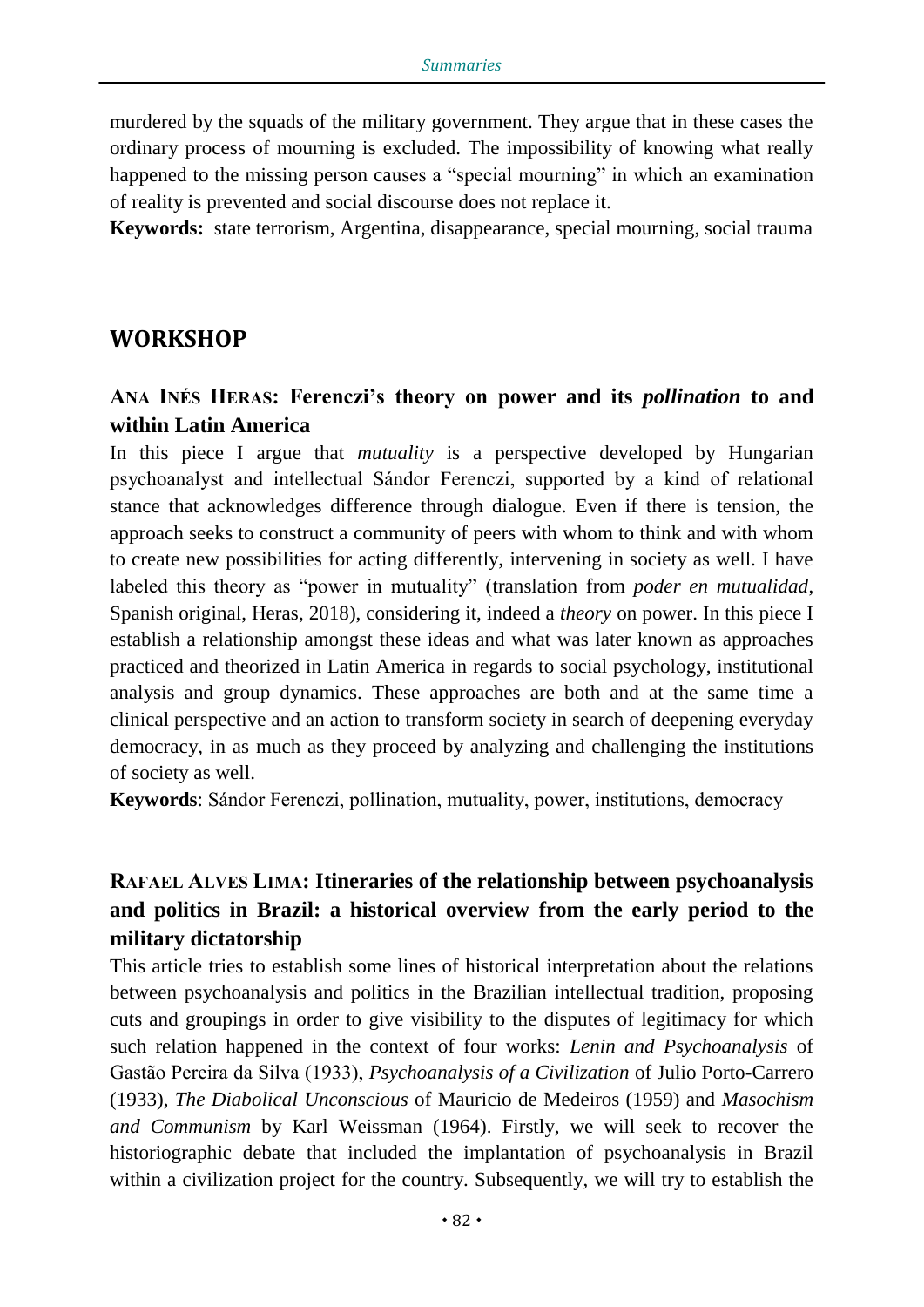murdered by the squads of the military government. They argue that in these cases the ordinary process of mourning is excluded. The impossibility of knowing what really happened to the missing person causes a "special mourning" in which an examination of reality is prevented and social discourse does not replace it.

**Keywords:** state terrorism, Argentina, disappearance, special mourning, social trauma

## WORKSHOP

### Ana Inés Heras: Ferenczi's theory on power and its *pollination* to and within Latin America

In this piece I argue that *mutuality* is a perspective developed by Hungarian psychoanalyst and intellectual Sándor Ferenczi, supported by a kind of relational stance that acknowledges difference through dialogue. Even if there is tension, the approach seeks to construct a community of peers with whom to think and with whom to create new possibilities for acting differently, intervening in society as well. I have labeled this theory as "power in mutuality" (translation from *poder en mutualidad*, Spanish original, Heras, 2018), considering it, indeed a *theory* on power. In this piece I establish a relationship amongst these ideas and what was later known as approaches practiced and theorized in Latin America in regards to social psychology, institutional analysis and group dynamics. These approaches are both and at the same time a clinical perspective and an action to transform society in search of deepening everyday democracy, in as much as they proceed by analyzing and challenging the institutions of society as well.

**Keywords**: Sándor Ferenczi, pollination, mutuality, power, institutions, democracy

### Rafael Alves Lima: Itineraries of the relationship between psychoanalysis and politics in Brazil: a historical overview from the early period to the military dictatorship

This article tries to establish some lines of historical interpretation about the relations between psychoanalysis and politics in the Brazilian intellectual tradition, proposing cuts and groupings in order to give visibility to the disputes of legitimacy for which such relation happened in the context of four works: *Lenin and Psychoanalysis* of Gastão Pereira da Silva (1933), *Psychoanalysis of a Civilization* of Julio Porto-Carrero (1933), *The Diabolical Unconscious* of Mauricio de Medeiros (1959) and *Masochism and Communism* by Karl Weissman (1964). Firstly, we will seek to recover the historiographic debate that included the implantation of psychoanalysis in Brazil within a civilization project for the country. Subsequently, we will try to establish the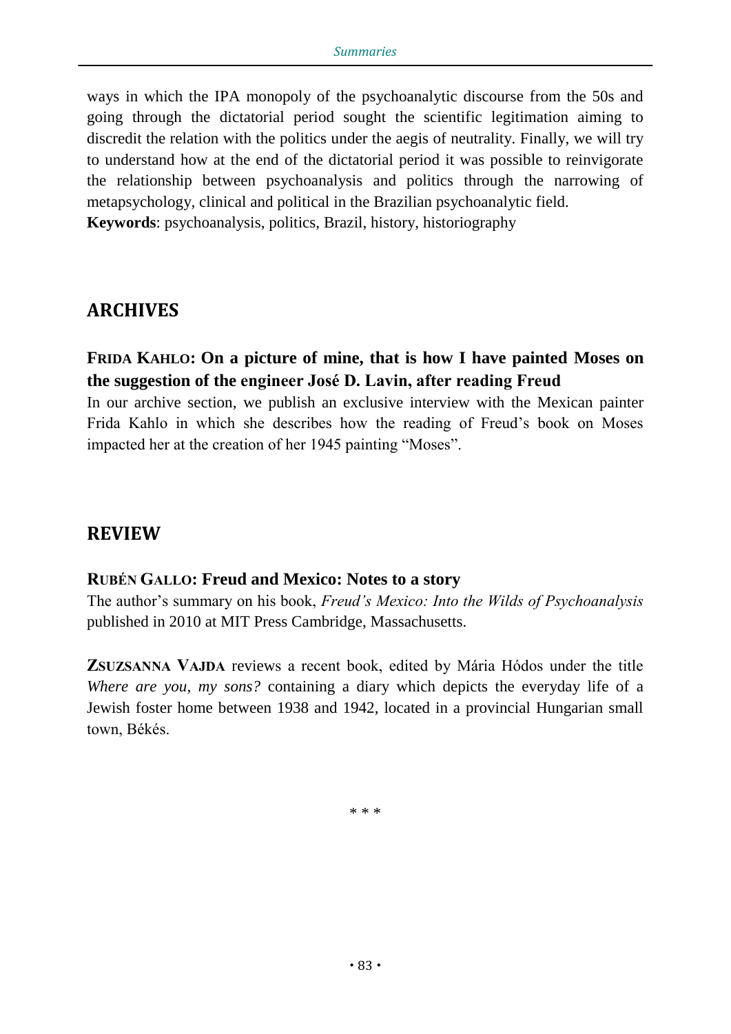ways in which the IPA monopoly of the psychoanalytic discourse from the 50s and going through the dictatorial period sought the scientific legitimation aiming to discredit the relation with the politics under the aegis of neutrality. Finally, we will try to understand how at the end of the dictatorial period it was possible to reinvigorate the relationship between psychoanalysis and politics through the narrowing of metapsychology, clinical and political in the Brazilian psychoanalytic field.

**Keywords**: psychoanalysis, politics, Brazil, history, historiography

## ARCHIVES

### FRIDA KAHLO: On a picture of mine, that is how I have painted Moses on the suggestion of the engineer José D. Lavin, after reading Freud

In our archive section, we publish an exclusive interview with the Mexican painter Frida Kahlo in which she describes how the reading of Freud's book on Moses impacted her at the creation of her 1945 painting "Moses".

## REVIEW

### RUBÉN GALLO: Freud and Mexico: Notes to a story

The author's summary on his book, *Freud's Mexico: Into the Wilds of Psychoanalysis* published in 2010 at MIT Press Cambridge, Massachusetts.

**ZSUZSANNA VAJDA** reviews a recent book, edited by Mária Hódos under the title *Where are you, my sons?* containing a diary which depicts the everyday life of a Jewish foster home between 1938 and 1942, located in a provincial Hungarian small town, Békés.

\* \* \*